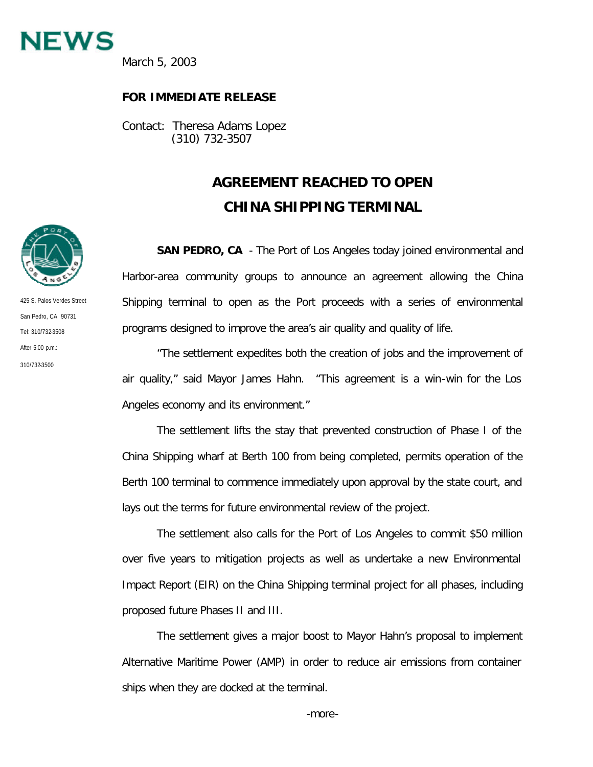# NEWS

March 5, 2003

**FOR IMMEDIATE RELEASE**

Contact: Theresa Adams Lopez
(310) 732-3507

425 S. Palos Verdes Street
San Pedro, CA 90731
Tel: 310/732-3508
After 5:00 p.m.:
310/732-3500

## AGREEMENT REACHED TO OPEN CHINA SHIPPING TERMINAL

**SAN PEDRO, CA** - The Port of Los Angeles today joined environmental and Harbor-area community groups to announce an agreement allowing the China Shipping terminal to open as the Port proceeds with a series of environmental programs designed to improve the area's air quality and quality of life.

"The settlement expedites both the creation of jobs and the improvement of air quality," said Mayor James Hahn. "This agreement is a win-win for the Los Angeles economy and its environment."

The settlement lifts the stay that prevented construction of Phase I of the China Shipping wharf at Berth 100 from being completed, permits operation of the Berth 100 terminal to commence immediately upon approval by the state court, and lays out the terms for future environmental review of the project.

The settlement also calls for the Port of Los Angeles to commit $50 million over five years to mitigation projects as well as undertake a new Environmental Impact Report (EIR) on the China Shipping terminal project for all phases, including proposed future Phases II and III.

The settlement gives a major boost to Mayor Hahn's proposal to implement Alternative Maritime Power (AMP) in order to reduce air emissions from container ships when they are docked at the terminal.

-more-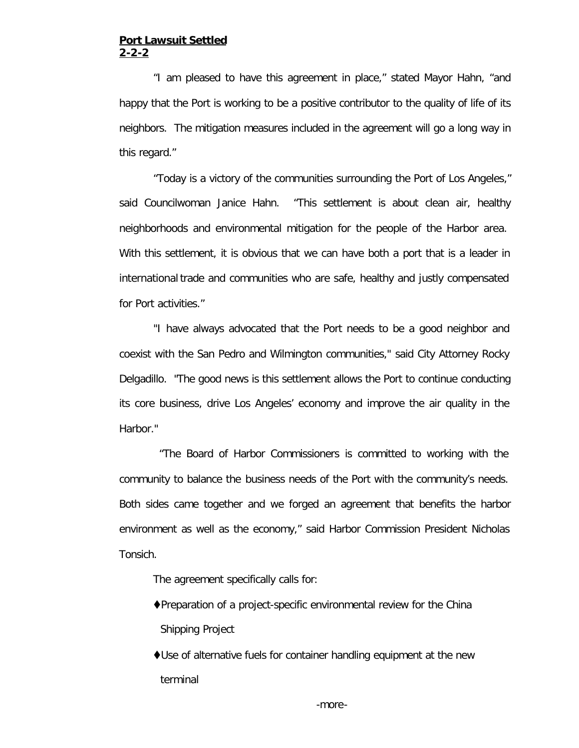“I am pleased to have this agreement in place,” stated Mayor Hahn, “and happy that the Port is working to be a positive contributor to the quality of life of its neighbors. The mitigation measures included in the agreement will go a long way in this regard.”

“Today is a victory of the communities surrounding the Port of Los Angeles,” said Councilwoman Janice Hahn. “This settlement is about clean air, healthy neighborhoods and environmental mitigation for the people of the Harbor area. With this settlement, it is obvious that we can have both a port that is a leader in international trade and communities who are safe, healthy and justly compensated for Port activities.”

"I have always advocated that the Port needs to be a good neighbor and coexist with the San Pedro and Wilmington communities," said City Attorney Rocky Delgadillo. "The good news is this settlement allows the Port to continue conducting its core business, drive Los Angeles’ economy and improve the air quality in the Harbor."

“The Board of Harbor Commissioners is committed to working with the community to balance the business needs of the Port with the community’s needs. Both sides came together and we forged an agreement that benefits the harbor environment as well as the economy,” said Harbor Commission President Nicholas Tonsich.

The agreement specifically calls for:

- Preparation of a project-specific environmental review for the China Shipping Project
- Use of alternative fuels for container handling equipment at the new terminal

-more-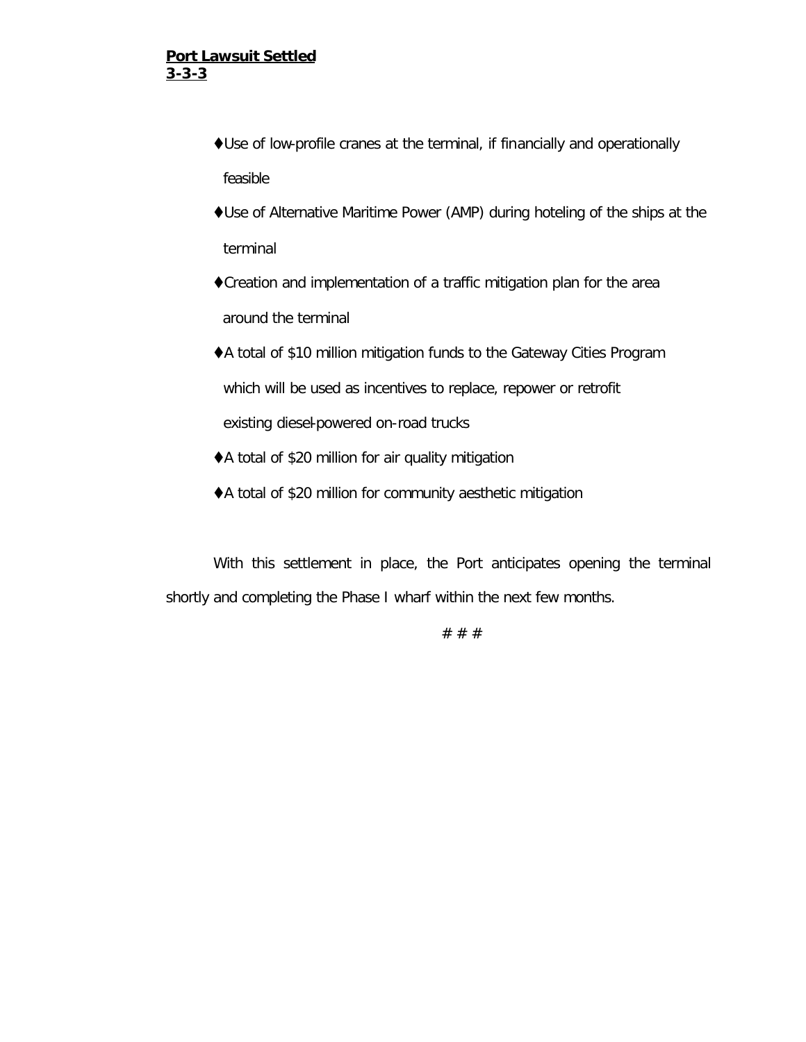- ♦Use of low-profile cranes at the terminal, if financially and operationally feasible
- ♦Use of Alternative Maritime Power (AMP) during hoteling of the ships at the terminal
- ♦Creation and implementation of a traffic mitigation plan for the area around the terminal
- ♦A total of $10 million mitigation funds to the Gateway Cities Program which will be used as incentives to replace, repower or retrofit existing diesel-powered on-road trucks
- ♦A total of $20 million for air quality mitigation
- ♦A total of $20 million for community aesthetic mitigation

With this settlement in place, the Port anticipates opening the terminal shortly and completing the Phase I wharf within the next few months.

# # #